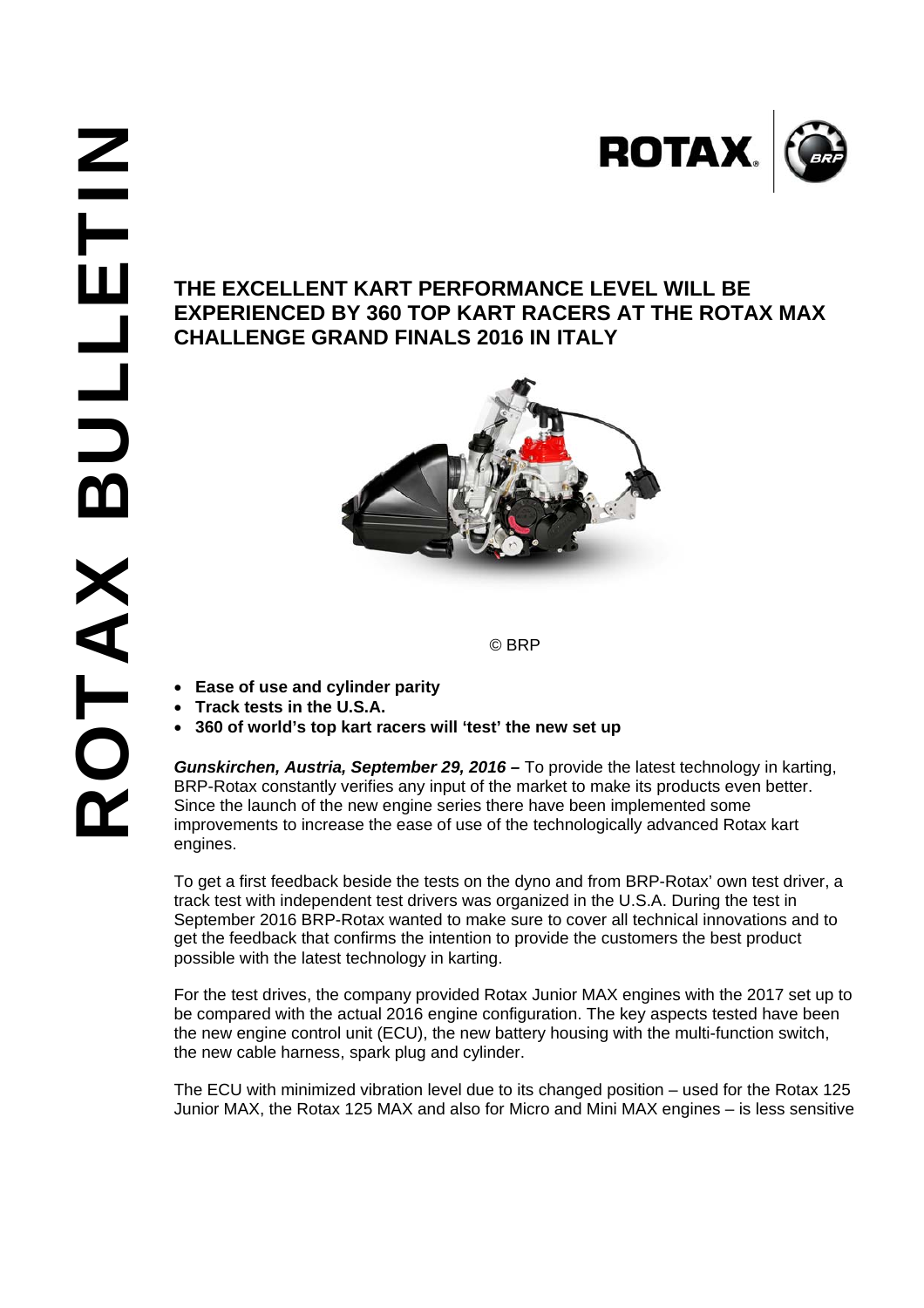# ROTAX BULLETIN

## THE EXCELLENT KART PERFORMANCE LEVEL WILL BE EXPERIENCED BY 360 TOP KART RACERS AT THE ROTAX MAX CHALLENGE GRAND FINALS 2016 IN ITALY

© BRP

- **Ease of use and cylinder parity**
- **Track tests in the U.S.A.**
- **360 of world's top kart racers will 'test' the new set up**

***Gunskirchen, Austria, September 29, 2016* –** To provide the latest technology in karting, BRP-Rotax constantly verifies any input of the market to make its products even better. Since the launch of the new engine series there have been implemented some improvements to increase the ease of use of the technologically advanced Rotax kart engines.

To get a first feedback beside the tests on the dyno and from BRP-Rotax' own test driver, a track test with independent test drivers was organized in the U.S.A. During the test in September 2016 BRP-Rotax wanted to make sure to cover all technical innovations and to get the feedback that confirms the intention to provide the customers the best product possible with the latest technology in karting.

For the test drives, the company provided Rotax Junior MAX engines with the 2017 set up to be compared with the actual 2016 engine configuration. The key aspects tested have been the new engine control unit (ECU), the new battery housing with the multi-function switch, the new cable harness, spark plug and cylinder.

The ECU with minimized vibration level due to its changed position – used for the Rotax 125 Junior MAX, the Rotax 125 MAX and also for Micro and Mini MAX engines – is less sensitive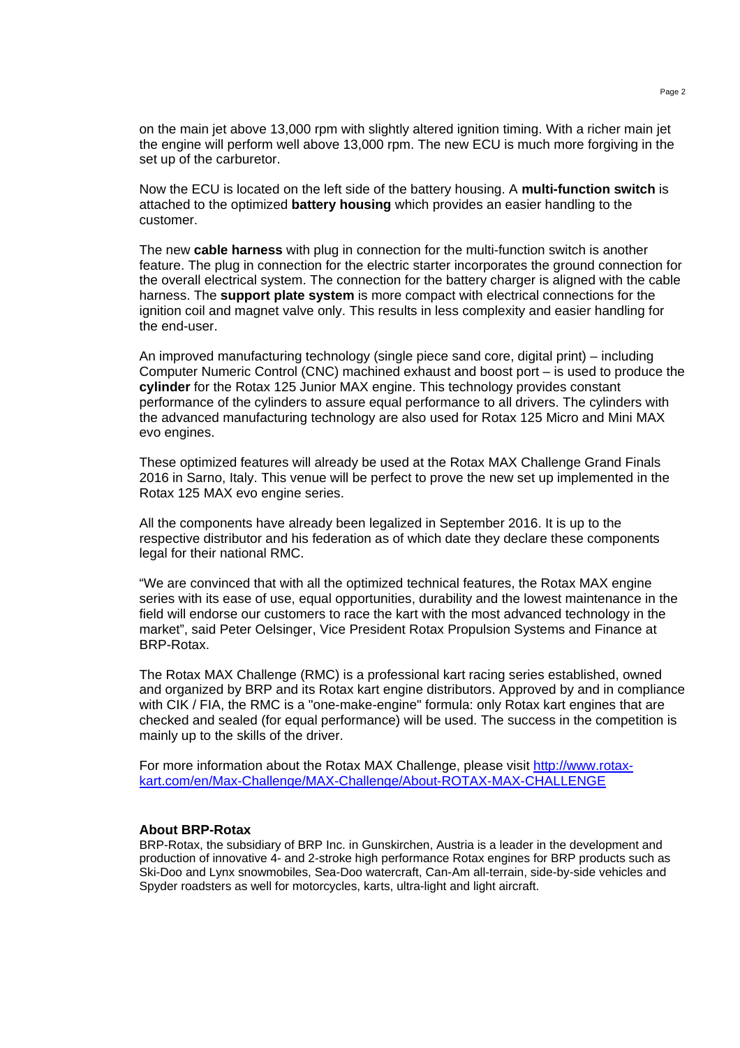on the main jet above 13,000 rpm with slightly altered ignition timing. With a richer main jet the engine will perform well above 13,000 rpm. The new ECU is much more forgiving in the set up of the carburetor.

Now the ECU is located on the left side of the battery housing. A **multi-function switch** is attached to the optimized **battery housing** which provides an easier handling to the customer.

The new **cable harness** with plug in connection for the multi-function switch is another feature. The plug in connection for the electric starter incorporates the ground connection for the overall electrical system. The connection for the battery charger is aligned with the cable harness. The **support plate system** is more compact with electrical connections for the ignition coil and magnet valve only. This results in less complexity and easier handling for the end-user.

An improved manufacturing technology (single piece sand core, digital print) – including Computer Numeric Control (CNC) machined exhaust and boost port – is used to produce the **cylinder** for the Rotax 125 Junior MAX engine. This technology provides constant performance of the cylinders to assure equal performance to all drivers. The cylinders with the advanced manufacturing technology are also used for Rotax 125 Micro and Mini MAX evo engines.

These optimized features will already be used at the Rotax MAX Challenge Grand Finals 2016 in Sarno, Italy. This venue will be perfect to prove the new set up implemented in the Rotax 125 MAX evo engine series.

All the components have already been legalized in September 2016. It is up to the respective distributor and his federation as of which date they declare these components legal for their national RMC.

“We are convinced that with all the optimized technical features, the Rotax MAX engine series with its ease of use, equal opportunities, durability and the lowest maintenance in the field will endorse our customers to race the kart with the most advanced technology in the market”, said Peter Oelsinger, Vice President Rotax Propulsion Systems and Finance at BRP-Rotax.

The Rotax MAX Challenge (RMC) is a professional kart racing series established, owned and organized by BRP and its Rotax kart engine distributors. Approved by and in compliance with CIK / FIA, the RMC is a "one-make-engine" formula: only Rotax kart engines that are checked and sealed (for equal performance) will be used. The success in the competition is mainly up to the skills of the driver.

For more information about the Rotax MAX Challenge, please visit [http://www.rotax-kart.com/en/Max-Challenge/MAX-Challenge/About-ROTAX-MAX-CHALLENGE](http://www.rotax-kart.com/en/Max-Challenge/MAX-Challenge/About-ROTAX-MAX-CHALLENGE)

**About BRP-Rotax**

BRP-Rotax, the subsidiary of BRP Inc. in Gunskirchen, Austria is a leader in the development and production of innovative 4- and 2-stroke high performance Rotax engines for BRP products such as Ski-Doo and Lynx snowmobiles, Sea-Doo watercraft, Can-Am all-terrain, side-by-side vehicles and Spyder roadsters as well for motorcycles, karts, ultra-light and light aircraft.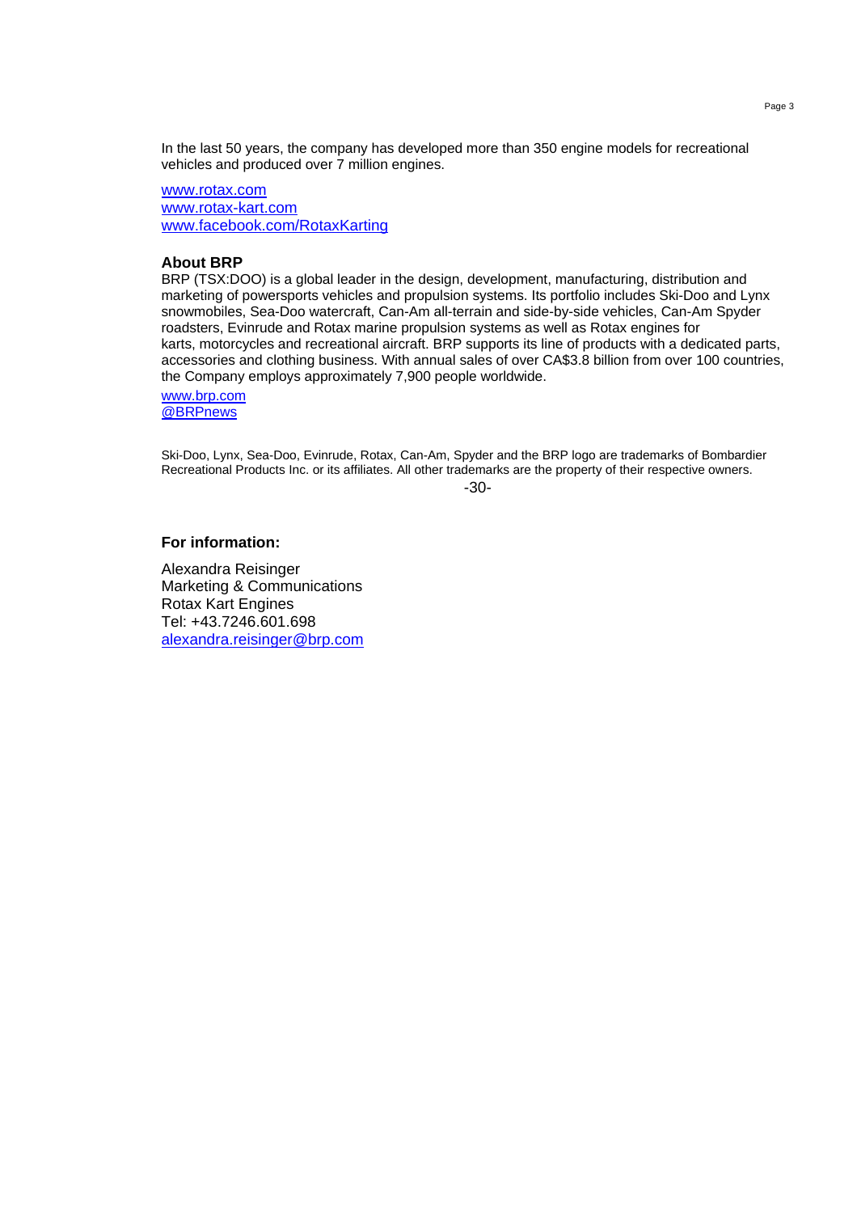In the last 50 years, the company has developed more than 350 engine models for recreational vehicles and produced over 7 million engines.

www.rotax.com
www.rotax-kart.com
www.facebook.com/RotaxKarting

**About BRP**

BRP (TSX:DOO) is a global leader in the design, development, manufacturing, distribution and marketing of powersports vehicles and propulsion systems. Its portfolio includes Ski-Doo and Lynx snowmobiles, Sea-Doo watercraft, Can-Am all-terrain and side-by-side vehicles, Can-Am Spyder roadsters, Evinrude and Rotax marine propulsion systems as well as Rotax engines for karts, motorcycles and recreational aircraft. BRP supports its line of products with a dedicated parts, accessories and clothing business. With annual sales of over CA$3.8 billion from over 100 countries, the Company employs approximately 7,900 people worldwide.

www.brp.com
@BRPnews

Ski-Doo, Lynx, Sea-Doo, Evinrude, Rotax, Can-Am, Spyder and the BRP logo are trademarks of Bombardier Recreational Products Inc. or its affiliates. All other trademarks are the property of their respective owners.

-30-

**For information:**

Alexandra Reisinger
Marketing & Communications
Rotax Kart Engines
Tel: +43.7246.601.698
alexandra.reisinger@brp.com